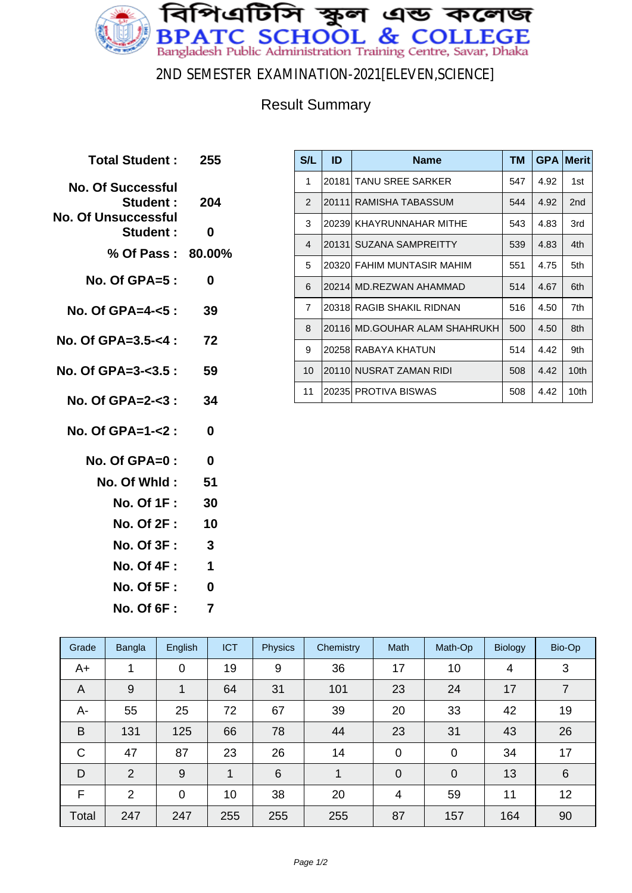# বিপিএটিসি স্কুল এন্ড কলেজ
# BPATC SCHOOL & COLLEGE

Bangladesh Public Administration Training Centre, Savar, Dhaka

## 2ND SEMESTER EXAMINATION-2021[ELEVEN,SCIENCE]

### Result Summary

| | |
|---|---|
| **Total Student :** | **255** |
| **No. Of Successful Student :** | **204** |
| **No. Of Unsuccessful Student :** | **0** |
| **% Of Pass :** | **80.00%** |
| **No. Of GPA=5 :** | **0** |
| **No. Of GPA=4-<5 :** | **39** |
| **No. Of GPA=3.5-<4 :** | **72** |
| **No. Of GPA=3-<3.5 :** | **59** |
| **No. Of GPA=2-<3 :** | **34** |
| **No. Of GPA=1-<2 :** | **0** |
| **No. Of GPA=0 :** | **0** |
| **No. Of Whld :** | **51** |
| **No. Of 1F :** | **30** |
| **No. Of 2F :** | **10** |
| **No. Of 3F :** | **3** |
| **No. Of 4F :** | **1** |
| **No. Of 5F :** | **0** |
| **No. Of 6F :** | **7** |

| S/L | ID | Name | TM | GPA | Merit |
|---|---|---|---|---|---|
| 1 | 20181 | TANU SREE SARKER | 547 | 4.92 | 1st |
| 2 | 20111 | RAMISHA TABASSUM | 544 | 4.92 | 2nd |
| 3 | 20239 | KHAYRUNNAHAR MITHE | 543 | 4.83 | 3rd |
| 4 | 20131 | SUZANA SAMPREITTY | 539 | 4.83 | 4th |
| 5 | 20320 | FAHIM MUNTASIR MAHIM | 551 | 4.75 | 5th |
| 6 | 20214 | MD.REZWAN AHAMMAD | 514 | 4.67 | 6th |
| 7 | 20318 | RAGIB SHAKIL RIDNAN | 516 | 4.50 | 7th |
| 8 | 20116 | MD.GOUHAR ALAM SHAHRUKH | 500 | 4.50 | 8th |
| 9 | 20258 | RABAYA KHATUN | 514 | 4.42 | 9th |
| 10 | 20110 | NUSRAT ZAMAN RIDI | 508 | 4.42 | 10th |
| 11 | 20235 | PROTIVA BISWAS | 508 | 4.42 | 10th |

| Grade | Bangla | English | ICT | Physics | Chemistry | Math | Math-Op | Biology | Bio-Op |
|---|---|---|---|---|---|---|---|---|---|
| A+ | 1 | 0 | 19 | 9 | 36 | 17 | 10 | 4 | 3 |
| A | 9 | 1 | 64 | 31 | 101 | 23 | 24 | 17 | 7 |
| A- | 55 | 25 | 72 | 67 | 39 | 20 | 33 | 42 | 19 |
| B | 131 | 125 | 66 | 78 | 44 | 23 | 31 | 43 | 26 |
| C | 47 | 87 | 23 | 26 | 14 | 0 | 0 | 34 | 17 |
| D | 2 | 9 | 1 | 6 | 1 | 0 | 0 | 13 | 6 |
| F | 2 | 0 | 10 | 38 | 20 | 4 | 59 | 11 | 12 |
| Total | 247 | 247 | 255 | 255 | 255 | 87 | 157 | 164 | 90 |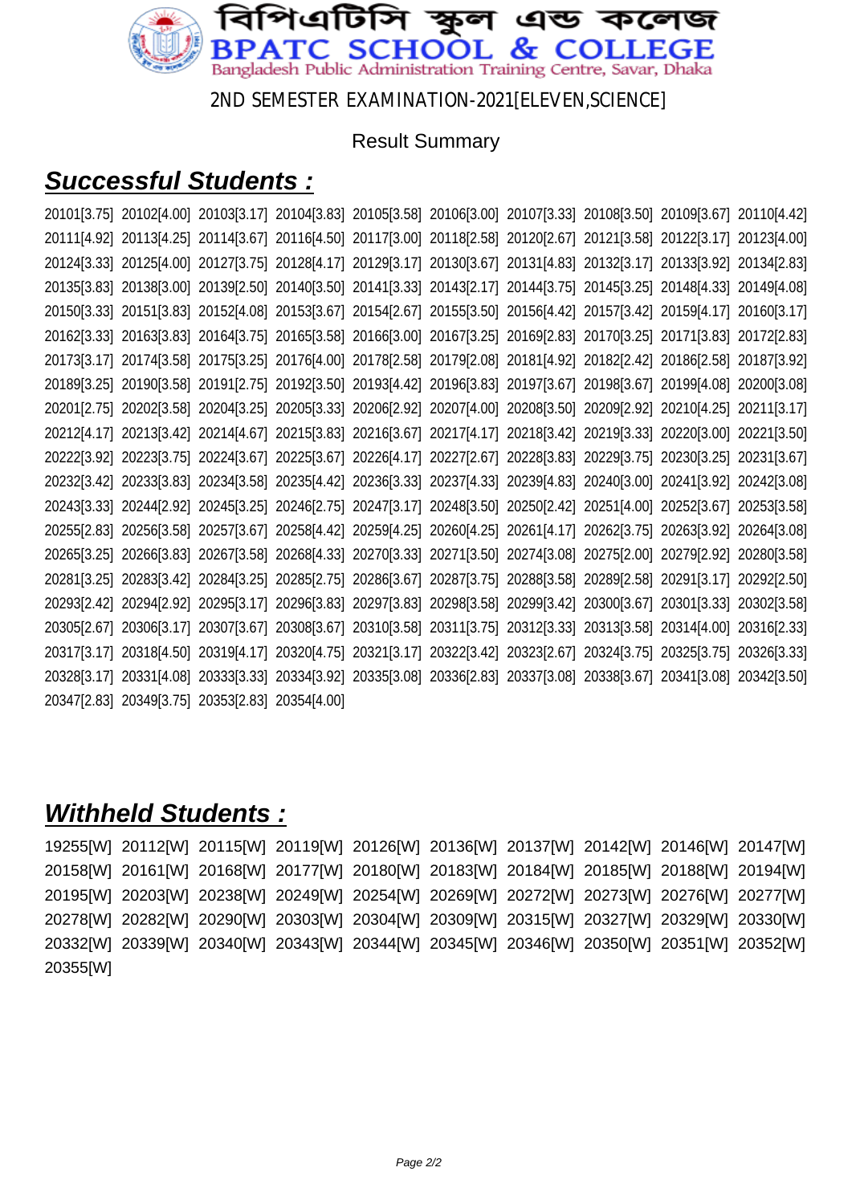বিপিএটিসি স্কুল এন্ড কলেজ

BPATC SCHOOL & COLLEGE

Bangladesh Public Administration Training Centre, Savar, Dhaka

2ND SEMESTER EXAMINATION-2021[ELEVEN,SCIENCE]

Result Summary

## ***Successful Students :***

20101[3.75] 20102[4.00] 20103[3.17] 20104[3.83] 20105[3.58] 20106[3.00] 20107[3.33] 20108[3.50] 20109[3.67] 20110[4.42]
20111[4.92] 20113[4.25] 20114[3.67] 20116[4.50] 20117[3.00] 20118[2.58] 20120[2.67] 20121[3.58] 20122[3.17] 20123[4.00]
20124[3.33] 20125[4.00] 20127[3.75] 20128[4.17] 20129[3.17] 20130[3.67] 20131[4.83] 20132[3.17] 20133[3.92] 20134[2.83]
20135[3.83] 20138[3.00] 20139[2.50] 20140[3.50] 20141[3.33] 20143[2.17] 20144[3.75] 20145[3.25] 20148[4.33] 20149[4.08]
20150[3.33] 20151[3.83] 20152[4.08] 20153[3.67] 20154[2.67] 20155[3.50] 20156[4.42] 20157[3.42] 20159[4.17] 20160[3.17]
20162[3.33] 20163[3.83] 20164[3.75] 20165[3.58] 20166[3.00] 20167[3.25] 20169[2.83] 20170[3.25] 20171[3.83] 20172[2.83]
20173[3.17] 20174[3.58] 20175[3.25] 20176[4.00] 20178[2.58] 20179[2.08] 20181[4.92] 20182[2.42] 20186[2.58] 20187[3.92]
20189[3.25] 20190[3.58] 20191[2.75] 20192[3.50] 20193[4.42] 20196[3.83] 20197[3.67] 20198[3.67] 20199[4.08] 20200[3.08]
20201[2.75] 20202[3.58] 20204[3.25] 20205[3.33] 20206[2.92] 20207[4.00] 20208[3.50] 20209[2.92] 20210[4.25] 20211[3.17]
20212[4.17] 20213[3.42] 20214[4.67] 20215[3.83] 20216[3.67] 20217[4.17] 20218[3.42] 20219[3.33] 20220[3.00] 20221[3.50]
20222[3.92] 20223[3.75] 20224[3.67] 20225[3.67] 20226[4.17] 20227[2.67] 20228[3.83] 20229[3.75] 20230[3.25] 20231[3.67]
20232[3.42] 20233[3.83] 20234[3.58] 20235[4.42] 20236[3.33] 20237[4.33] 20239[4.83] 20240[3.00] 20241[3.92] 20242[3.08]
20243[3.33] 20244[2.92] 20245[3.25] 20246[2.75] 20247[3.17] 20248[3.50] 20250[2.42] 20251[4.00] 20252[3.67] 20253[3.58]
20255[2.83] 20256[3.58] 20257[3.67] 20258[4.42] 20259[4.25] 20260[4.25] 20261[4.17] 20262[3.75] 20263[3.92] 20264[3.08]
20265[3.25] 20266[3.83] 20267[3.58] 20268[4.33] 20270[3.33] 20271[3.50] 20274[3.08] 20275[2.00] 20279[2.92] 20280[3.58]
20281[3.25] 20283[3.42] 20284[3.25] 20285[2.75] 20286[3.67] 20287[3.75] 20288[3.58] 20289[2.58] 20291[3.17] 20292[2.50]
20293[2.42] 20294[2.92] 20295[3.17] 20296[3.83] 20297[3.83] 20298[3.58] 20299[3.42] 20300[3.67] 20301[3.33] 20302[3.58]
20305[2.67] 20306[3.17] 20307[3.67] 20308[3.67] 20310[3.58] 20311[3.75] 20312[3.33] 20313[3.58] 20314[4.00] 20316[2.33]
20317[3.17] 20318[4.50] 20319[4.17] 20320[4.75] 20321[3.17] 20322[3.42] 20323[2.67] 20324[3.75] 20325[3.75] 20326[3.33]
20328[3.17] 20331[4.08] 20333[3.33] 20334[3.92] 20335[3.08] 20336[2.83] 20337[3.08] 20338[3.67] 20341[3.08] 20342[3.50]
20347[2.83] 20349[3.75] 20353[2.83] 20354[4.00]

## ***Withheld Students :***

19255[W] 20112[W] 20115[W] 20119[W] 20126[W] 20136[W] 20137[W] 20142[W] 20146[W] 20147[W]
20158[W] 20161[W] 20168[W] 20177[W] 20180[W] 20183[W] 20184[W] 20185[W] 20188[W] 20194[W]
20195[W] 20203[W] 20238[W] 20249[W] 20254[W] 20269[W] 20272[W] 20273[W] 20276[W] 20277[W]
20278[W] 20282[W] 20290[W] 20303[W] 20304[W] 20309[W] 20315[W] 20327[W] 20329[W] 20330[W]
20332[W] 20339[W] 20340[W] 20343[W] 20344[W] 20345[W] 20346[W] 20350[W] 20351[W] 20352[W]
20355[W]